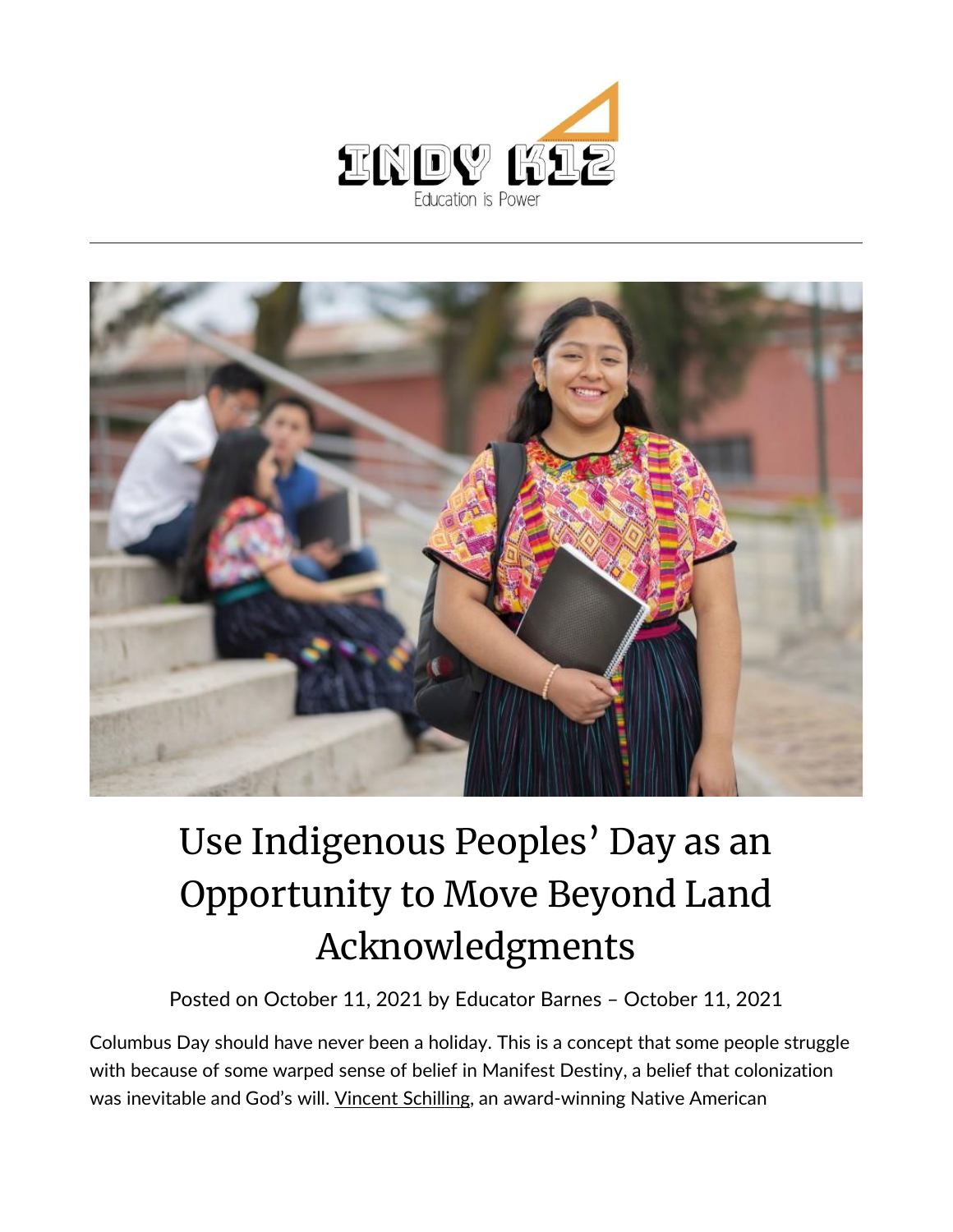INDY K12

Education is Power

# Use Indigenous Peoples' Day as an Opportunity to Move Beyond Land Acknowledgments

Posted on October 11, 2021 by Educator Barnes – October 11, 2021

Columbus Day should have never been a holiday. This is a concept that some people struggle with because of some warped sense of belief in Manifest Destiny, a belief that colonization was inevitable and God's will. Vincent Schilling, an award-winning Native American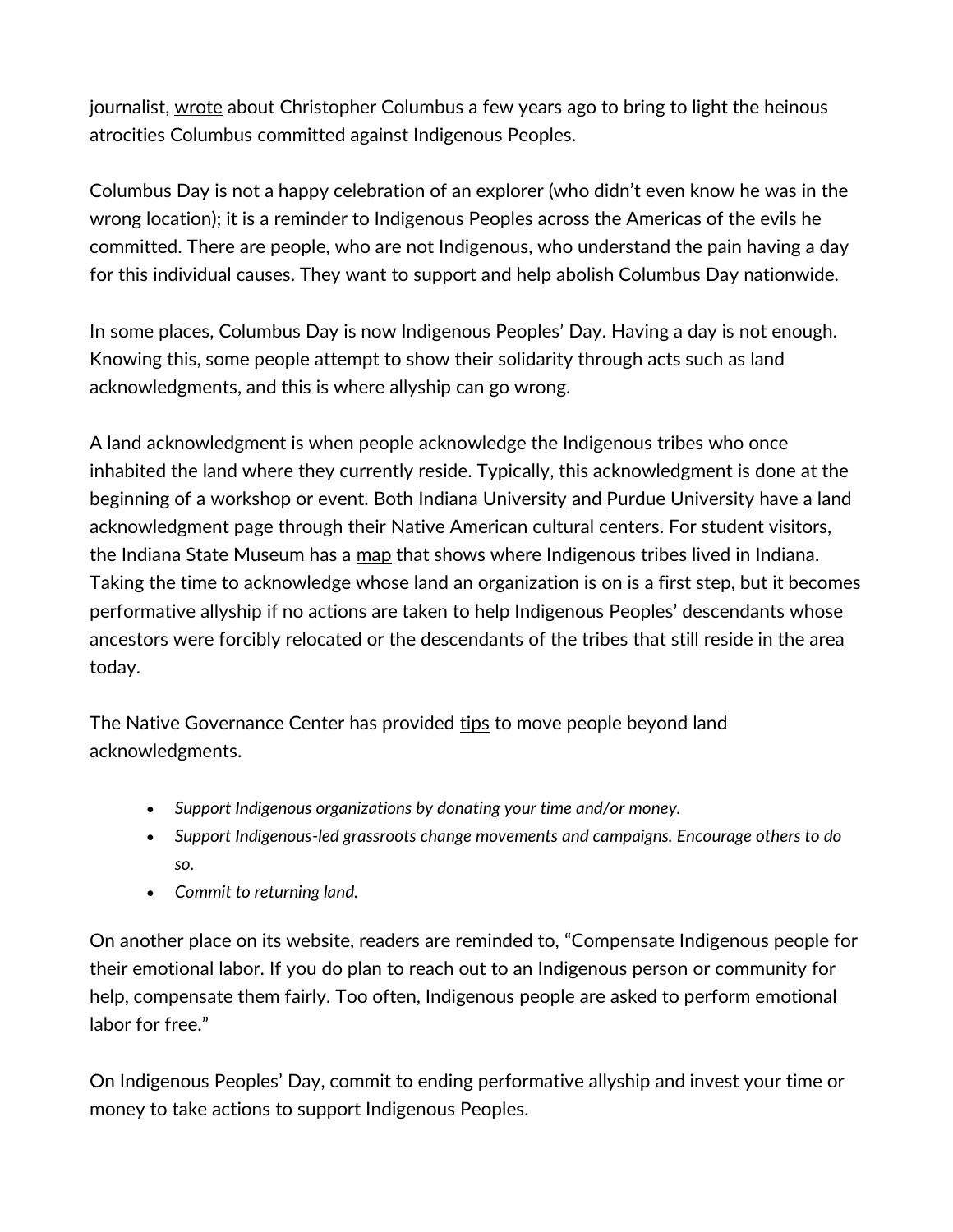journalist, wrote about Christopher Columbus a few years ago to bring to light the heinous atrocities Columbus committed against Indigenous Peoples.

Columbus Day is not a happy celebration of an explorer (who didn't even know he was in the wrong location); it is a reminder to Indigenous Peoples across the Americas of the evils he committed. There are people, who are not Indigenous, who understand the pain having a day for this individual causes. They want to support and help abolish Columbus Day nationwide.

In some places, Columbus Day is now Indigenous Peoples' Day. Having a day is not enough. Knowing this, some people attempt to show their solidarity through acts such as land acknowledgments, and this is where allyship can go wrong.

A land acknowledgment is when people acknowledge the Indigenous tribes who once inhabited the land where they currently reside. Typically, this acknowledgment is done at the beginning of a workshop or event. Both Indiana University and Purdue University have a land acknowledgment page through their Native American cultural centers. For student visitors, the Indiana State Museum has a map that shows where Indigenous tribes lived in Indiana. Taking the time to acknowledge whose land an organization is on is a first step, but it becomes performative allyship if no actions are taken to help Indigenous Peoples' descendants whose ancestors were forcibly relocated or the descendants of the tribes that still reside in the area today.

The Native Governance Center has provided tips to move people beyond land acknowledgments.

- *Support Indigenous organizations by donating your time and/or money.*
- *Support Indigenous-led grassroots change movements and campaigns. Encourage others to do so.*
- *Commit to returning land.*

On another place on its website, readers are reminded to, "Compensate Indigenous people for their emotional labor. If you do plan to reach out to an Indigenous person or community for help, compensate them fairly. Too often, Indigenous people are asked to perform emotional labor for free."

On Indigenous Peoples' Day, commit to ending performative allyship and invest your time or money to take actions to support Indigenous Peoples.